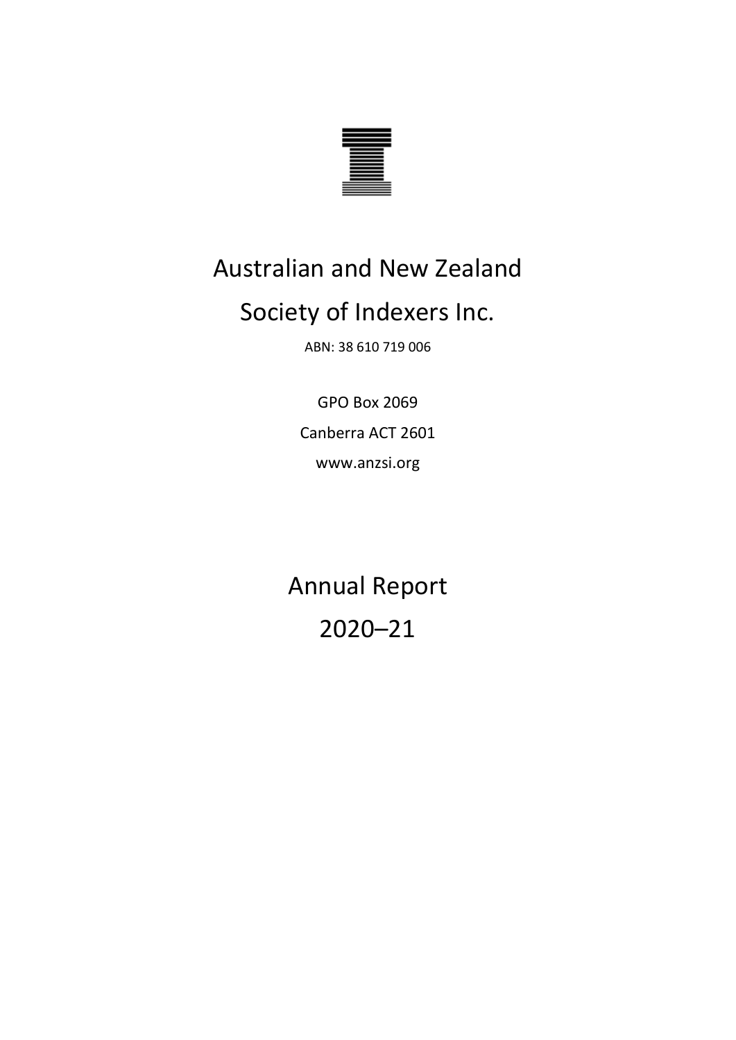# Australian and New Zealand Society of Indexers Inc.

ABN: 38 610 719 006

GPO Box 2069

Canberra ACT 2601

www.anzsi.org

# Annual Report 2020–21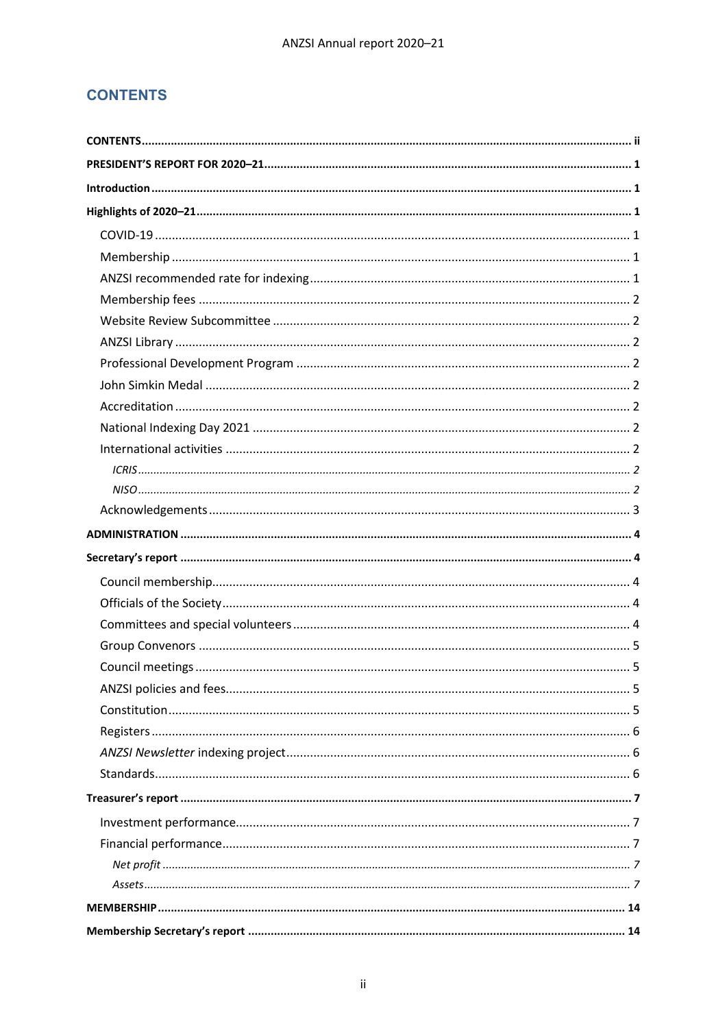# CONTENTS

**CONTENTS ..... ii**

**PRESIDENT'S REPORT FOR 2020–21 ..... 1**

**Introduction ..... 1**

**Highlights of 2020–21 ..... 1**

- COVID-19 ..... 1
- Membership ..... 1
- ANZSI recommended rate for indexing ..... 1
- Membership fees ..... 2
- Website Review Subcommittee ..... 2
- ANZSI Library ..... 2
- Professional Development Program ..... 2
- John Simkin Medal ..... 2
- Accreditation ..... 2
- National Indexing Day 2021 ..... 2
- International activities ..... 2
  - *ICRIS ..... 2*
  - *NISO ..... 2*
- Acknowledgements ..... 3

**ADMINISTRATION ..... 4**

**Secretary's report ..... 4**

- Council membership ..... 4
- Officials of the Society ..... 4
- Committees and special volunteers ..... 4
- Group Convenors ..... 5
- Council meetings ..... 5
- ANZSI policies and fees ..... 5
- Constitution ..... 5
- Registers ..... 6
- *ANZSI Newsletter* indexing project ..... 6
- Standards ..... 6

**Treasurer's report ..... 7**

- Investment performance ..... 7
- Financial performance ..... 7
  - *Net profit ..... 7*
  - *Assets ..... 7*

**MEMBERSHIP ..... 14**

**Membership Secretary's report ..... 14**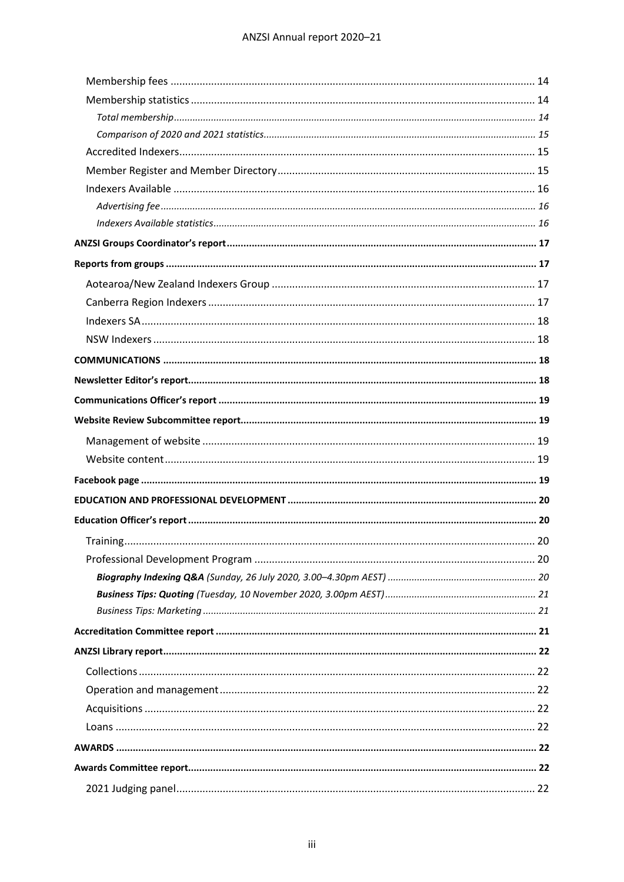Membership fees ............................................................................................................ 14

Membership statistics ..................................................................................................... 14

*Total membership* ........................................................................................................ 14

*Comparison of 2020 and 2021 statistics* ...................................................................... 15

Accredited Indexers ........................................................................................................ 15

Member Register and Member Directory ....................................................................... 15

Indexers Available .......................................................................................................... 16

*Advertising fee* ............................................................................................................. 16

*Indexers Available statistics* ......................................................................................... 16

**ANZSI Groups Coordinator's report** ............................................................................. 17

**Reports from groups** .................................................................................................... 17

Aotearoa/New Zealand Indexers Group .......................................................................... 17

Canberra Region Indexers ............................................................................................... 17

Indexers SA ..................................................................................................................... 18

NSW Indexers .................................................................................................................. 18

**COMMUNICATIONS** ...................................................................................................... 18

**Newsletter Editor's report** ........................................................................................... 18

**Communications Officer's report** ................................................................................. 19

**Website Review Subcommittee report** ......................................................................... 19

Management of website ................................................................................................. 19

Website content .............................................................................................................. 19

**Facebook page** ............................................................................................................. 19

**EDUCATION AND PROFESSIONAL DEVELOPMENT** ........................................................ 20

**Education Officer's report** ........................................................................................... 20

Training ............................................................................................................................ 20

Professional Development Program ............................................................................... 20

***Biography Indexing Q&A*** *(Sunday, 26 July 2020, 3.00–4.30pm AEST)* ...................... 20

***Business Tips: Quoting*** *(Tuesday, 10 November 2020, 3.00pm AEST)* ....................... 21

*Business Tips: Marketing* ............................................................................................... 21

**Accreditation Committee report** .................................................................................. 21

**ANZSI Library report** .................................................................................................... 22

Collections ....................................................................................................................... 22

Operation and management ........................................................................................... 22

Acquisitions ..................................................................................................................... 22

Loans ............................................................................................................................... 22

**AWARDS** ...................................................................................................................... 22

**Awards Committee report** ........................................................................................... 22

2021 Judging panel .......................................................................................................... 22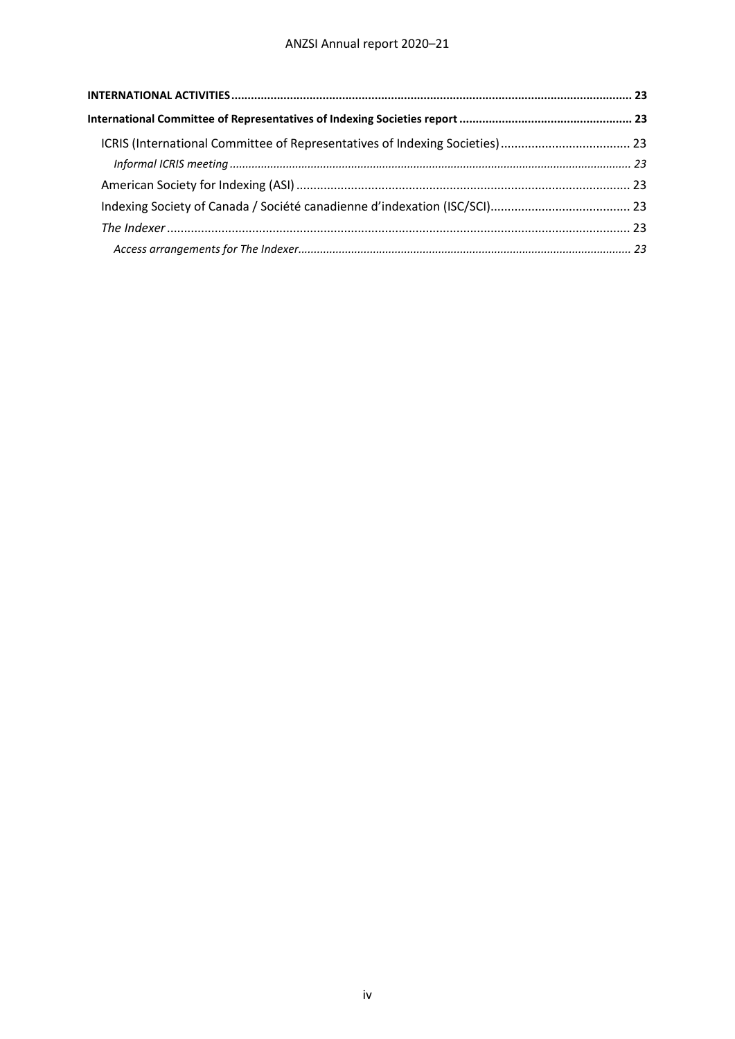**INTERNATIONAL ACTIVITIES** .......... **23**

**International Committee of Representatives of Indexing Societies report** .......... **23**

- ICRIS (International Committee of Representatives of Indexing Societies) .......... 23
  - *Informal ICRIS meeting* .......... *23*
- American Society for Indexing (ASI) .......... 23
- Indexing Society of Canada / Société canadienne d'indexation (ISC/SCI) .......... 23
- *The Indexer* .......... 23
  - *Access arrangements for The Indexer* .......... *23*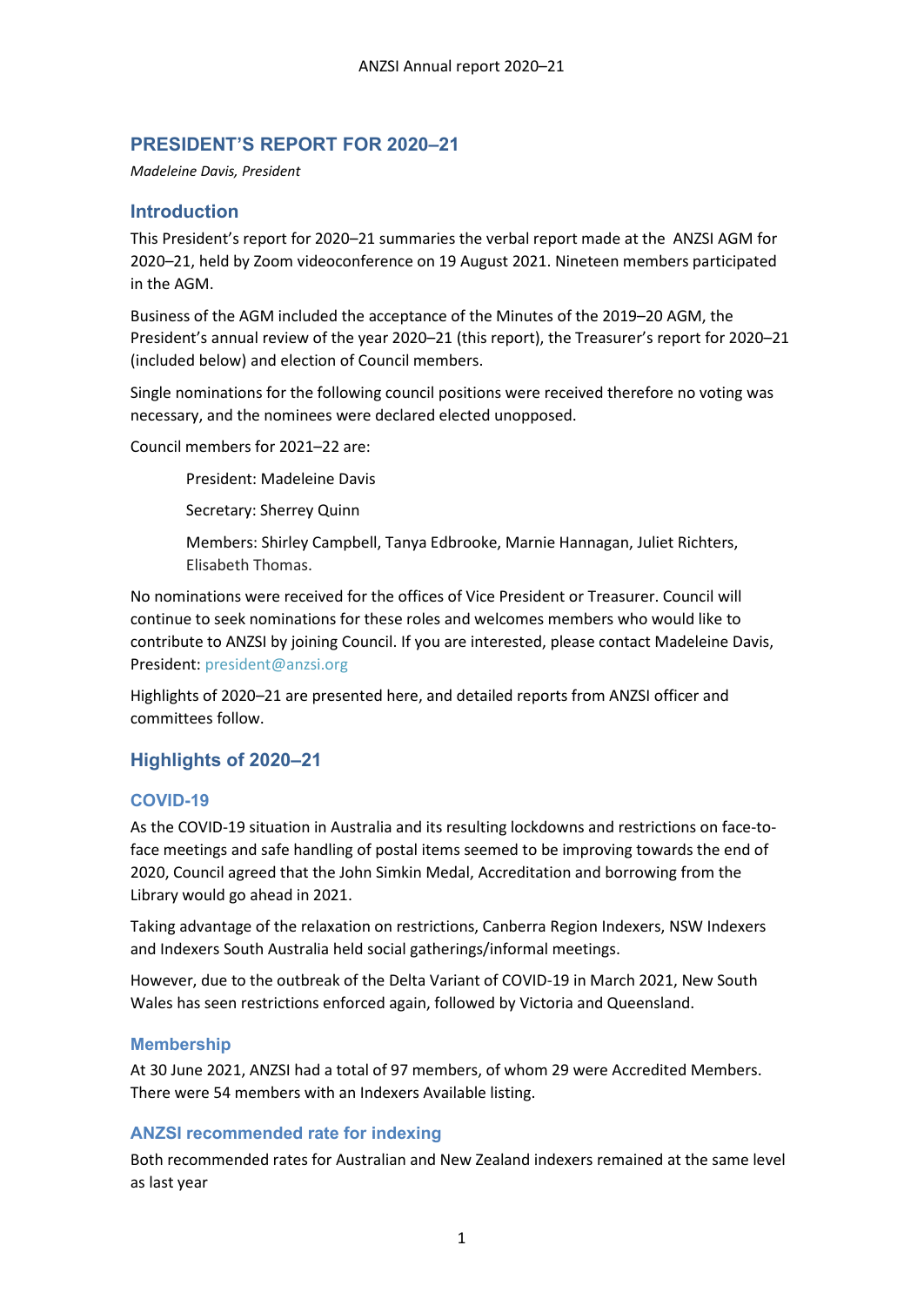## PRESIDENT'S REPORT FOR 2020–21

*Madeleine Davis, President*

### Introduction

This President's report for 2020–21 summaries the verbal report made at the ANZSI AGM for 2020–21, held by Zoom videoconference on 19 August 2021. Nineteen members participated in the AGM.

Business of the AGM included the acceptance of the Minutes of the 2019–20 AGM, the President's annual review of the year 2020–21 (this report), the Treasurer's report for 2020–21 (included below) and election of Council members.

Single nominations for the following council positions were received therefore no voting was necessary, and the nominees were declared elected unopposed.

Council members for 2021–22 are:

> President: Madeleine Davis
>
> Secretary: Sherrey Quinn
>
> Members: Shirley Campbell, Tanya Edbrooke, Marnie Hannagan, Juliet Richters, Elisabeth Thomas.

No nominations were received for the offices of Vice President or Treasurer. Council will continue to seek nominations for these roles and welcomes members who would like to contribute to ANZSI by joining Council. If you are interested, please contact Madeleine Davis, President: president@anzsi.org

Highlights of 2020–21 are presented here, and detailed reports from ANZSI officer and committees follow.

### Highlights of 2020–21

#### COVID-19

As the COVID-19 situation in Australia and its resulting lockdowns and restrictions on face-to-face meetings and safe handling of postal items seemed to be improving towards the end of 2020, Council agreed that the John Simkin Medal, Accreditation and borrowing from the Library would go ahead in 2021.

Taking advantage of the relaxation on restrictions, Canberra Region Indexers, NSW Indexers and Indexers South Australia held social gatherings/informal meetings.

However, due to the outbreak of the Delta Variant of COVID-19 in March 2021, New South Wales has seen restrictions enforced again, followed by Victoria and Queensland.

#### Membership

At 30 June 2021, ANZSI had a total of 97 members, of whom 29 were Accredited Members. There were 54 members with an Indexers Available listing.

#### ANZSI recommended rate for indexing

Both recommended rates for Australian and New Zealand indexers remained at the same level as last year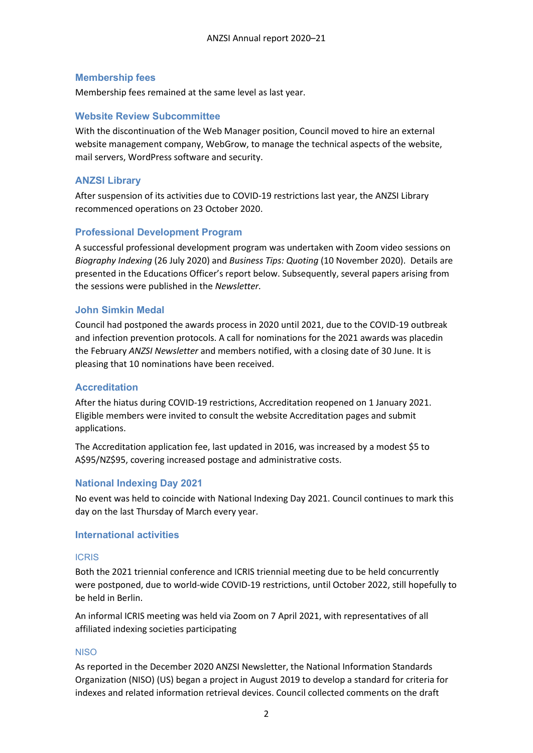## Membership fees

Membership fees remained at the same level as last year.

## Website Review Subcommittee

With the discontinuation of the Web Manager position, Council moved to hire an external website management company, WebGrow, to manage the technical aspects of the website, mail servers, WordPress software and security.

## ANZSI Library

After suspension of its activities due to COVID-19 restrictions last year, the ANZSI Library recommenced operations on 23 October 2020.

## Professional Development Program

A successful professional development program was undertaken with Zoom video sessions on *Biography Indexing* (26 July 2020) and *Business Tips: Quoting* (10 November 2020). Details are presented in the Educations Officer's report below. Subsequently, several papers arising from the sessions were published in the *Newsletter.*

## John Simkin Medal

Council had postponed the awards process in 2020 until 2021, due to the COVID-19 outbreak and infection prevention protocols. A call for nominations for the 2021 awards was placedin the February *ANZSI Newsletter* and members notified, with a closing date of 30 June. It is pleasing that 10 nominations have been received.

## Accreditation

After the hiatus during COVID-19 restrictions, Accreditation reopened on 1 January 2021. Eligible members were invited to consult the website Accreditation pages and submit applications.

The Accreditation application fee, last updated in 2016, was increased by a modest $5 to A$95/NZ$95, covering increased postage and administrative costs.

## National Indexing Day 2021

No event was held to coincide with National Indexing Day 2021. Council continues to mark this day on the last Thursday of March every year.

## International activities

### ICRIS

Both the 2021 triennial conference and ICRIS triennial meeting due to be held concurrently were postponed, due to world-wide COVID-19 restrictions, until October 2022, still hopefully to be held in Berlin.

An informal ICRIS meeting was held via Zoom on 7 April 2021, with representatives of all affiliated indexing societies participating

### NISO

As reported in the December 2020 ANZSI Newsletter, the National Information Standards Organization (NISO) (US) began a project in August 2019 to develop a standard for criteria for indexes and related information retrieval devices. Council collected comments on the draft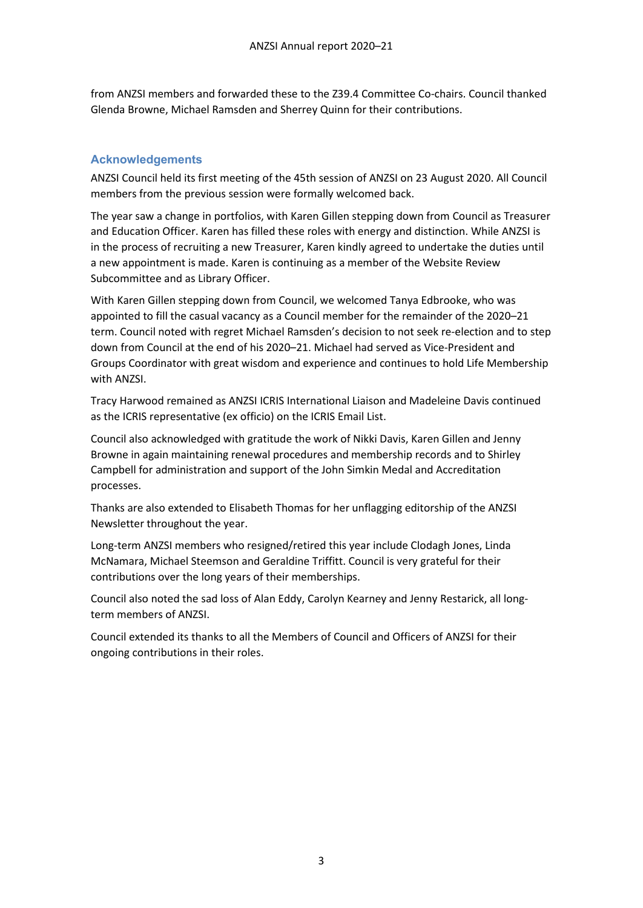from ANZSI members and forwarded these to the Z39.4 Committee Co-chairs. Council thanked Glenda Browne, Michael Ramsden and Sherrey Quinn for their contributions.

### Acknowledgements

ANZSI Council held its first meeting of the 45th session of ANZSI on 23 August 2020. All Council members from the previous session were formally welcomed back.

The year saw a change in portfolios, with Karen Gillen stepping down from Council as Treasurer and Education Officer. Karen has filled these roles with energy and distinction. While ANZSI is in the process of recruiting a new Treasurer, Karen kindly agreed to undertake the duties until a new appointment is made. Karen is continuing as a member of the Website Review Subcommittee and as Library Officer.

With Karen Gillen stepping down from Council, we welcomed Tanya Edbrooke, who was appointed to fill the casual vacancy as a Council member for the remainder of the 2020–21 term. Council noted with regret Michael Ramsden's decision to not seek re-election and to step down from Council at the end of his 2020–21. Michael had served as Vice-President and Groups Coordinator with great wisdom and experience and continues to hold Life Membership with ANZSI.

Tracy Harwood remained as ANZSI ICRIS International Liaison and Madeleine Davis continued as the ICRIS representative (ex officio) on the ICRIS Email List.

Council also acknowledged with gratitude the work of Nikki Davis, Karen Gillen and Jenny Browne in again maintaining renewal procedures and membership records and to Shirley Campbell for administration and support of the John Simkin Medal and Accreditation processes.

Thanks are also extended to Elisabeth Thomas for her unflagging editorship of the ANZSI Newsletter throughout the year.

Long-term ANZSI members who resigned/retired this year include Clodagh Jones, Linda McNamara, Michael Steemson and Geraldine Triffitt. Council is very grateful for their contributions over the long years of their memberships.

Council also noted the sad loss of Alan Eddy, Carolyn Kearney and Jenny Restarick, all long-term members of ANZSI.

Council extended its thanks to all the Members of Council and Officers of ANZSI for their ongoing contributions in their roles.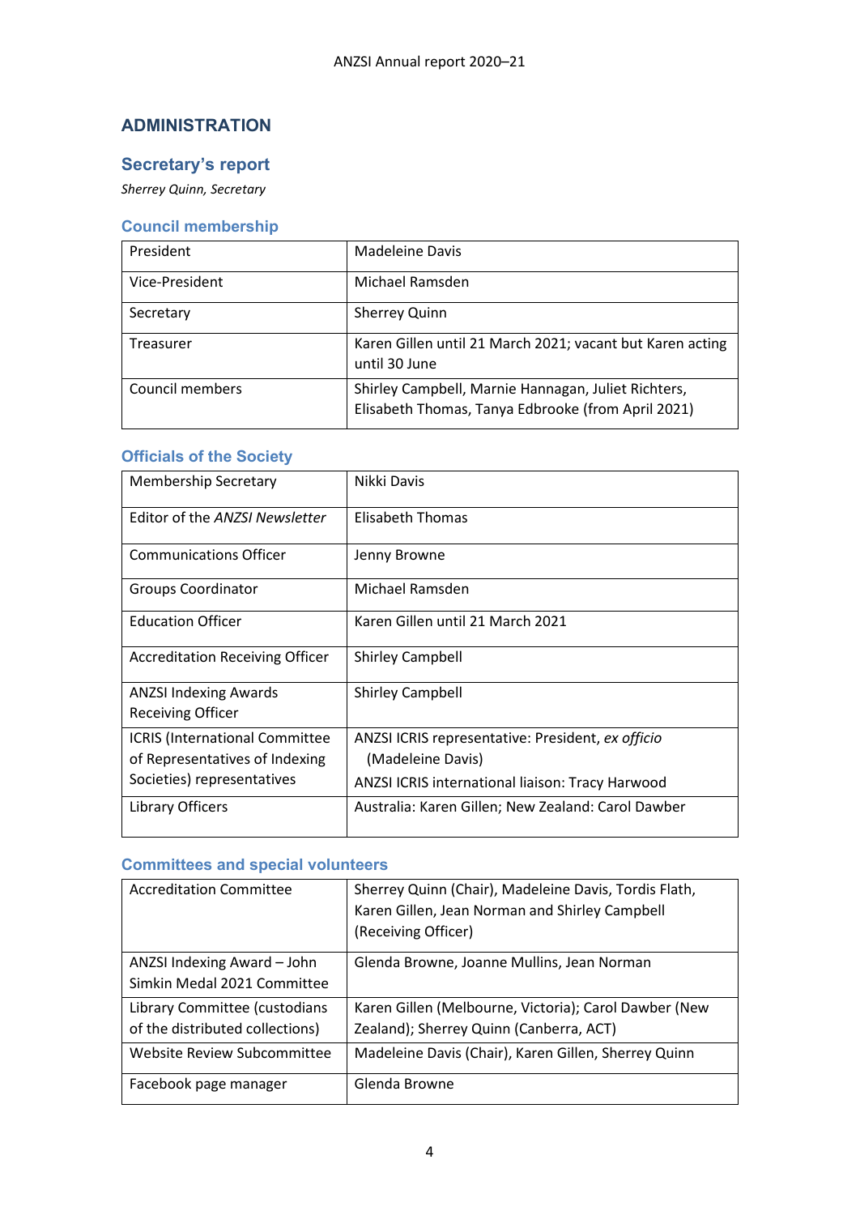## ADMINISTRATION

### Secretary's report

*Sherrey Quinn, Secretary*

#### Council membership

| | |
|---|---|
| President | Madeleine Davis |
| Vice-President | Michael Ramsden |
| Secretary | Sherrey Quinn |
| Treasurer | Karen Gillen until 21 March 2021; vacant but Karen acting until 30 June |
| Council members | Shirley Campbell, Marnie Hannagan, Juliet Richters, Elisabeth Thomas, Tanya Edbrooke (from April 2021) |

#### Officials of the Society

| | |
|---|---|
| Membership Secretary | Nikki Davis |
| Editor of the *ANZSI Newsletter* | Elisabeth Thomas |
| Communications Officer | Jenny Browne |
| Groups Coordinator | Michael Ramsden |
| Education Officer | Karen Gillen until 21 March 2021 |
| Accreditation Receiving Officer | Shirley Campbell |
| ANZSI Indexing Awards Receiving Officer | Shirley Campbell |
| ICRIS (International Committee of Representatives of Indexing Societies) representatives | ANZSI ICRIS representative: President, *ex officio* (Madeleine Davis)<br>ANZSI ICRIS international liaison: Tracy Harwood |
| Library Officers | Australia: Karen Gillen; New Zealand: Carol Dawber |

#### Committees and special volunteers

| | |
|---|---|
| Accreditation Committee | Sherrey Quinn (Chair), Madeleine Davis, Tordis Flath, Karen Gillen, Jean Norman and Shirley Campbell (Receiving Officer) |
| ANZSI Indexing Award – John Simkin Medal 2021 Committee | Glenda Browne, Joanne Mullins, Jean Norman |
| Library Committee (custodians of the distributed collections) | Karen Gillen (Melbourne, Victoria); Carol Dawber (New Zealand); Sherrey Quinn (Canberra, ACT) |
| Website Review Subcommittee | Madeleine Davis (Chair), Karen Gillen, Sherrey Quinn |
| Facebook page manager | Glenda Browne |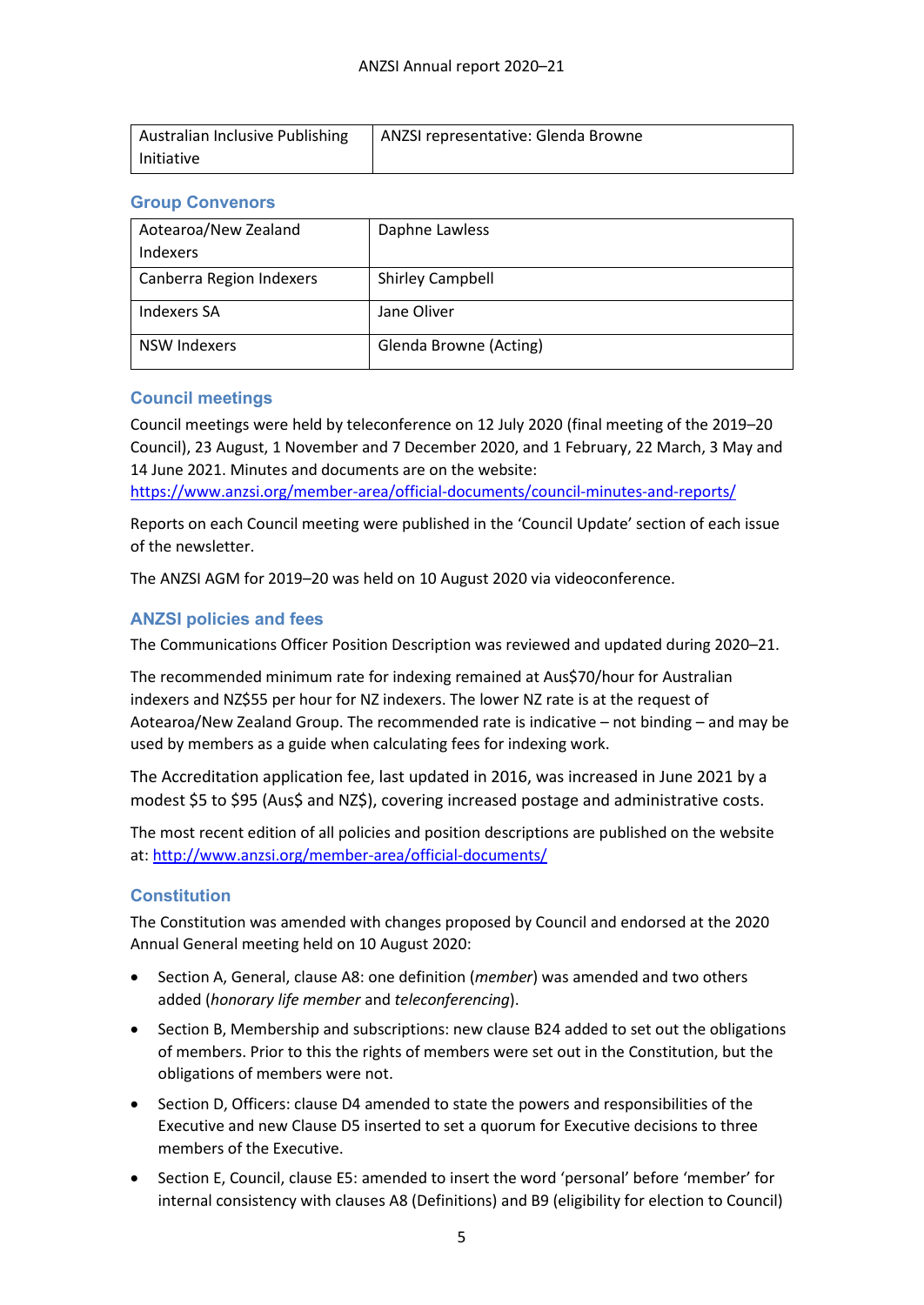| Australian Inclusive Publishing Initiative | ANZSI representative: Glenda Browne |
|---|---|

### Group Convenors

| Aotearoa/New Zealand Indexers | Daphne Lawless |
|---|---|
| Canberra Region Indexers | Shirley Campbell |
| Indexers SA | Jane Oliver |
| NSW Indexers | Glenda Browne (Acting) |

### Council meetings

Council meetings were held by teleconference on 12 July 2020 (final meeting of the 2019–20 Council), 23 August, 1 November and 7 December 2020, and 1 February, 22 March, 3 May and 14 June 2021. Minutes and documents are on the website: https://www.anzsi.org/member-area/official-documents/council-minutes-and-reports/

Reports on each Council meeting were published in the 'Council Update' section of each issue of the newsletter.

The ANZSI AGM for 2019–20 was held on 10 August 2020 via videoconference.

### ANZSI policies and fees

The Communications Officer Position Description was reviewed and updated during 2020–21.

The recommended minimum rate for indexing remained at Aus$70/hour for Australian indexers and NZ$55 per hour for NZ indexers. The lower NZ rate is at the request of Aotearoa/New Zealand Group. The recommended rate is indicative – not binding – and may be used by members as a guide when calculating fees for indexing work.

The Accreditation application fee, last updated in 2016, was increased in June 2021 by a modest $5 to $95 (Aus$ and NZ$), covering increased postage and administrative costs.

The most recent edition of all policies and position descriptions are published on the website at: http://www.anzsi.org/member-area/official-documents/

### Constitution

The Constitution was amended with changes proposed by Council and endorsed at the 2020 Annual General meeting held on 10 August 2020:

- Section A, General, clause A8: one definition (*member*) was amended and two others added (*honorary life member* and *teleconferencing*).
- Section B, Membership and subscriptions: new clause B24 added to set out the obligations of members. Prior to this the rights of members were set out in the Constitution, but the obligations of members were not.
- Section D, Officers: clause D4 amended to state the powers and responsibilities of the Executive and new Clause D5 inserted to set a quorum for Executive decisions to three members of the Executive.
- Section E, Council, clause E5: amended to insert the word 'personal' before 'member' for internal consistency with clauses A8 (Definitions) and B9 (eligibility for election to Council)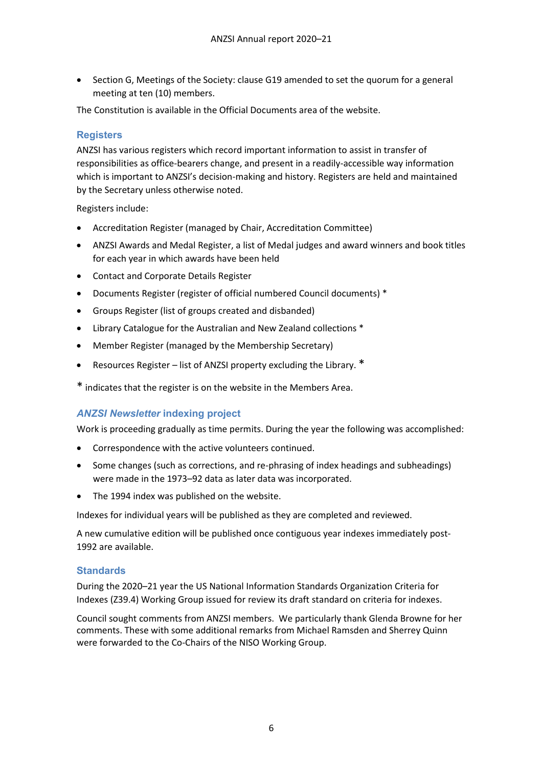- Section G, Meetings of the Society: clause G19 amended to set the quorum for a general meeting at ten (10) members.

The Constitution is available in the Official Documents area of the website.

### Registers

ANZSI has various registers which record important information to assist in transfer of responsibilities as office-bearers change, and present in a readily-accessible way information which is important to ANZSI's decision-making and history. Registers are held and maintained by the Secretary unless otherwise noted.

Registers include:

- Accreditation Register (managed by Chair, Accreditation Committee)
- ANZSI Awards and Medal Register, a list of Medal judges and award winners and book titles for each year in which awards have been held
- Contact and Corporate Details Register
- Documents Register (register of official numbered Council documents) *
- Groups Register (list of groups created and disbanded)
- Library Catalogue for the Australian and New Zealand collections *
- Member Register (managed by the Membership Secretary)
- Resources Register – list of ANZSI property excluding the Library. *

* indicates that the register is on the website in the Members Area.

### *ANZSI Newsletter* indexing project

Work is proceeding gradually as time permits. During the year the following was accomplished:

- Correspondence with the active volunteers continued.
- Some changes (such as corrections, and re-phrasing of index headings and subheadings) were made in the 1973–92 data as later data was incorporated.
- The 1994 index was published on the website.

Indexes for individual years will be published as they are completed and reviewed.

A new cumulative edition will be published once contiguous year indexes immediately post-1992 are available.

### Standards

During the 2020–21 year the US National Information Standards Organization Criteria for Indexes (Z39.4) Working Group issued for review its draft standard on criteria for indexes.

Council sought comments from ANZSI members. We particularly thank Glenda Browne for her comments. These with some additional remarks from Michael Ramsden and Sherrey Quinn were forwarded to the Co-Chairs of the NISO Working Group.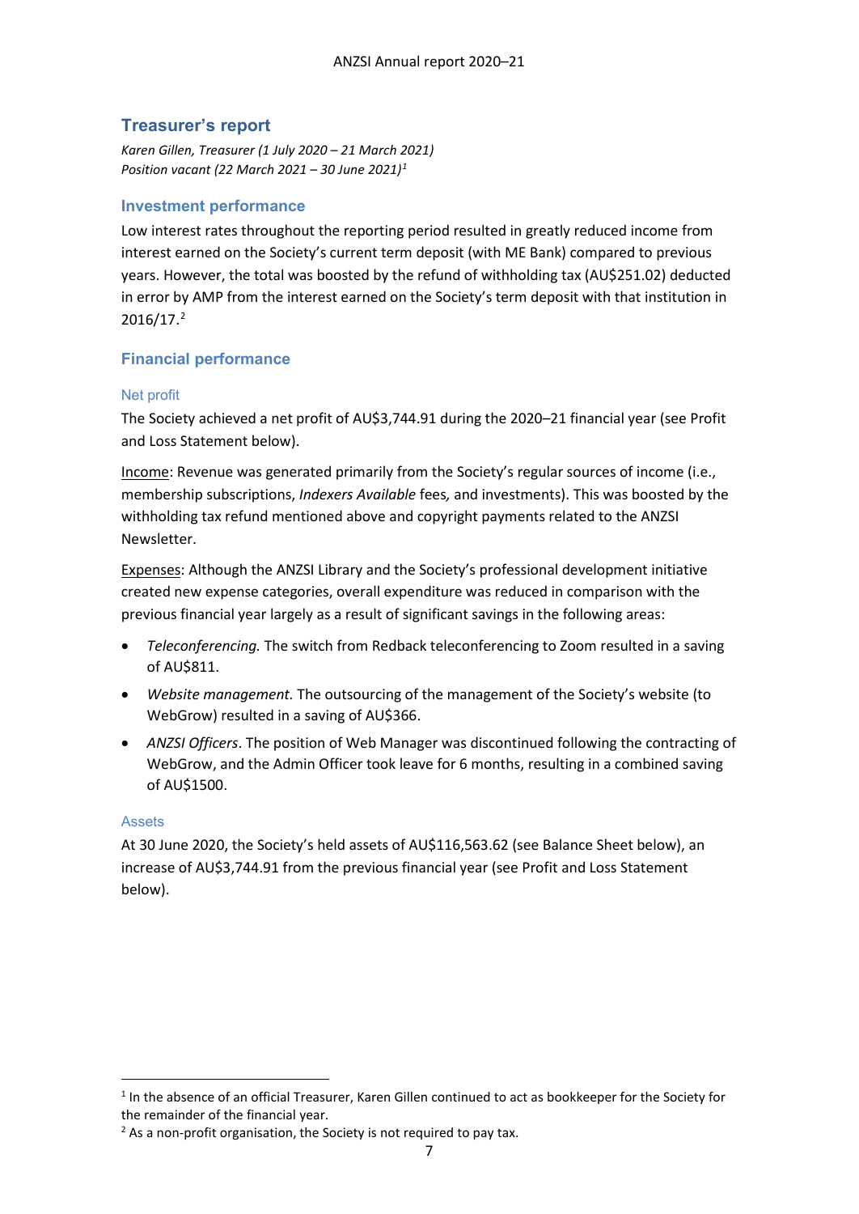## Treasurer's report

*Karen Gillen, Treasurer (1 July 2020 – 21 March 2021)*
*Position vacant (22 March 2021 – 30 June 2021)*[1]

### Investment performance

Low interest rates throughout the reporting period resulted in greatly reduced income from interest earned on the Society's current term deposit (with ME Bank) compared to previous years. However, the total was boosted by the refund of withholding tax (AU$251.02) deducted in error by AMP from the interest earned on the Society's term deposit with that institution in 2016/17.[2]

### Financial performance

#### Net profit

The Society achieved a net profit of AU$3,744.91 during the 2020–21 financial year (see Profit and Loss Statement below).

Income: Revenue was generated primarily from the Society's regular sources of income (i.e., membership subscriptions, *Indexers Available* fees, and investments). This was boosted by the withholding tax refund mentioned above and copyright payments related to the ANZSI Newsletter.

Expenses: Although the ANZSI Library and the Society's professional development initiative created new expense categories, overall expenditure was reduced in comparison with the previous financial year largely as a result of significant savings in the following areas:

- *Teleconferencing.* The switch from Redback teleconferencing to Zoom resulted in a saving of AU$811.
- *Website management.* The outsourcing of the management of the Society's website (to WebGrow) resulted in a saving of AU$366.
- *ANZSI Officers*. The position of Web Manager was discontinued following the contracting of WebGrow, and the Admin Officer took leave for 6 months, resulting in a combined saving of AU$1500.

#### Assets

At 30 June 2020, the Society's held assets of AU$116,563.62 (see Balance Sheet below), an increase of AU$3,744.91 from the previous financial year (see Profit and Loss Statement below).

---

[1] In the absence of an official Treasurer, Karen Gillen continued to act as bookkeeper for the Society for the remainder of the financial year.

[2] As a non-profit organisation, the Society is not required to pay tax.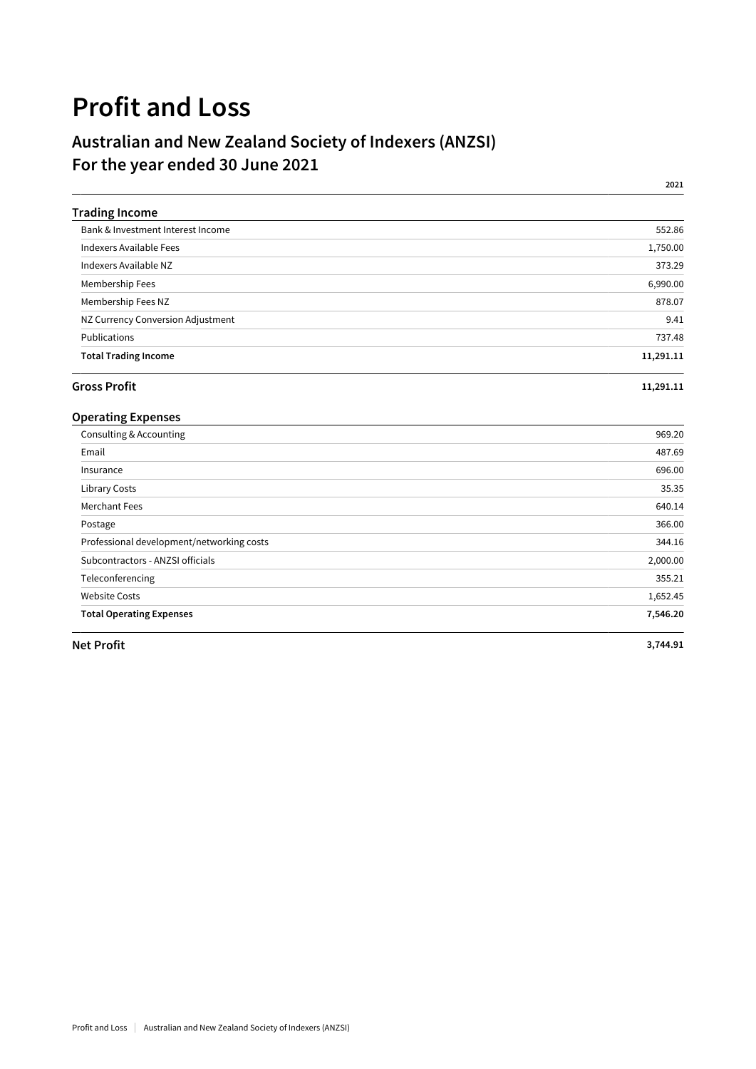# Profit and Loss

## Australian and New Zealand Society of Indexers (ANZSI)
## For the year ended 30 June 2021

| | 2021 |
|---|---|
| **Trading Income** | |
| Bank & Investment Interest Income | 552.86 |
| Indexers Available Fees | 1,750.00 |
| Indexers Available NZ | 373.29 |
| Membership Fees | 6,990.00 |
| Membership Fees NZ | 878.07 |
| NZ Currency Conversion Adjustment | 9.41 |
| Publications | 737.48 |
| **Total Trading Income** | **11,291.11** |
| **Gross Profit** | **11,291.11** |
| **Operating Expenses** | |
| Consulting & Accounting | 969.20 |
| Email | 487.69 |
| Insurance | 696.00 |
| Library Costs | 35.35 |
| Merchant Fees | 640.14 |
| Postage | 366.00 |
| Professional development/networking costs | 344.16 |
| Subcontractors - ANZSI officials | 2,000.00 |
| Teleconferencing | 355.21 |
| Website Costs | 1,652.45 |
| **Total Operating Expenses** | **7,546.20** |
| **Net Profit** | **3,744.91** |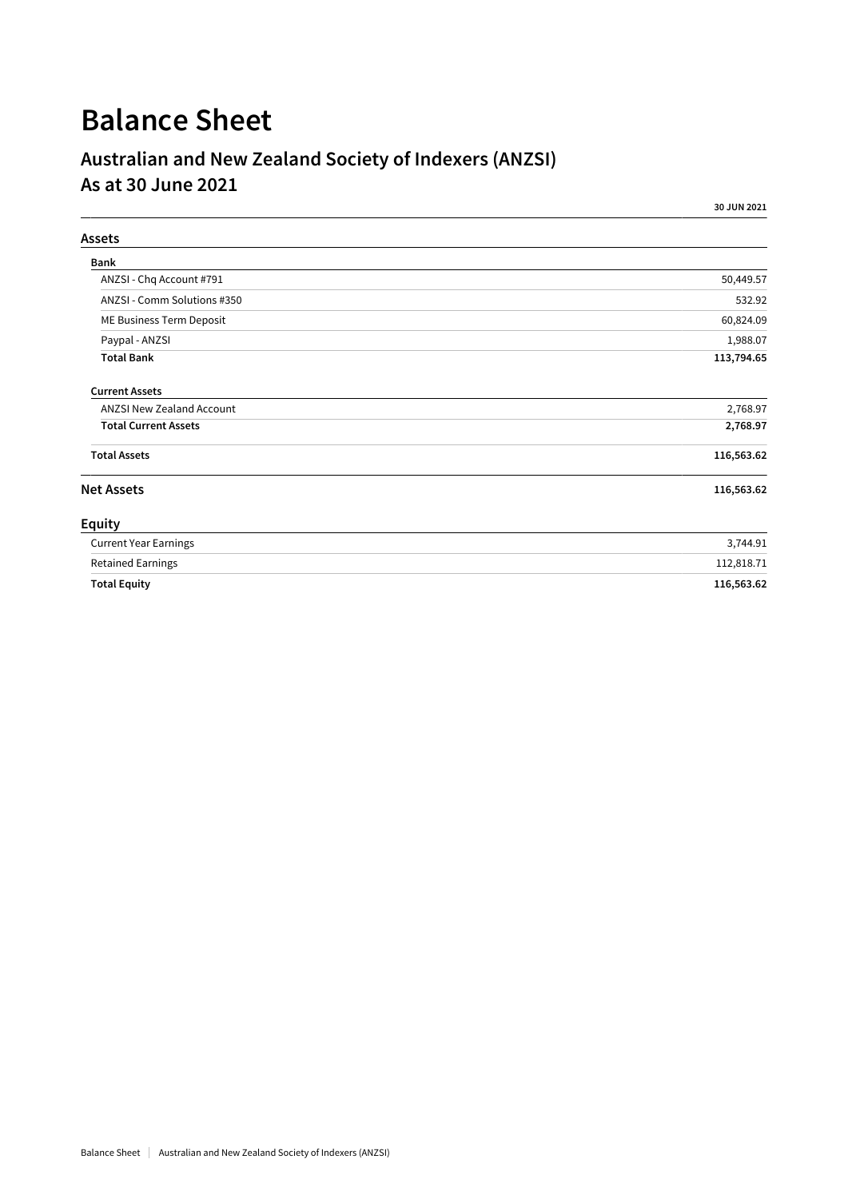# Balance Sheet

## Australian and New Zealand Society of Indexers (ANZSI)
## As at 30 June 2021

| | 30 JUN 2021 |
|---|---|
| **Assets** | |
| **Bank** | |
| ANZSI - Chq Account #791 | 50,449.57 |
| ANZSI - Comm Solutions #350 | 532.92 |
| ME Business Term Deposit | 60,824.09 |
| Paypal - ANZSI | 1,988.07 |
| **Total Bank** | **113,794.65** |
| **Current Assets** | |
| ANZSI New Zealand Account | 2,768.97 |
| **Total Current Assets** | **2,768.97** |
| **Total Assets** | **116,563.62** |
| **Net Assets** | **116,563.62** |
| **Equity** | |
| Current Year Earnings | 3,744.91 |
| Retained Earnings | 112,818.71 |
| **Total Equity** | **116,563.62** |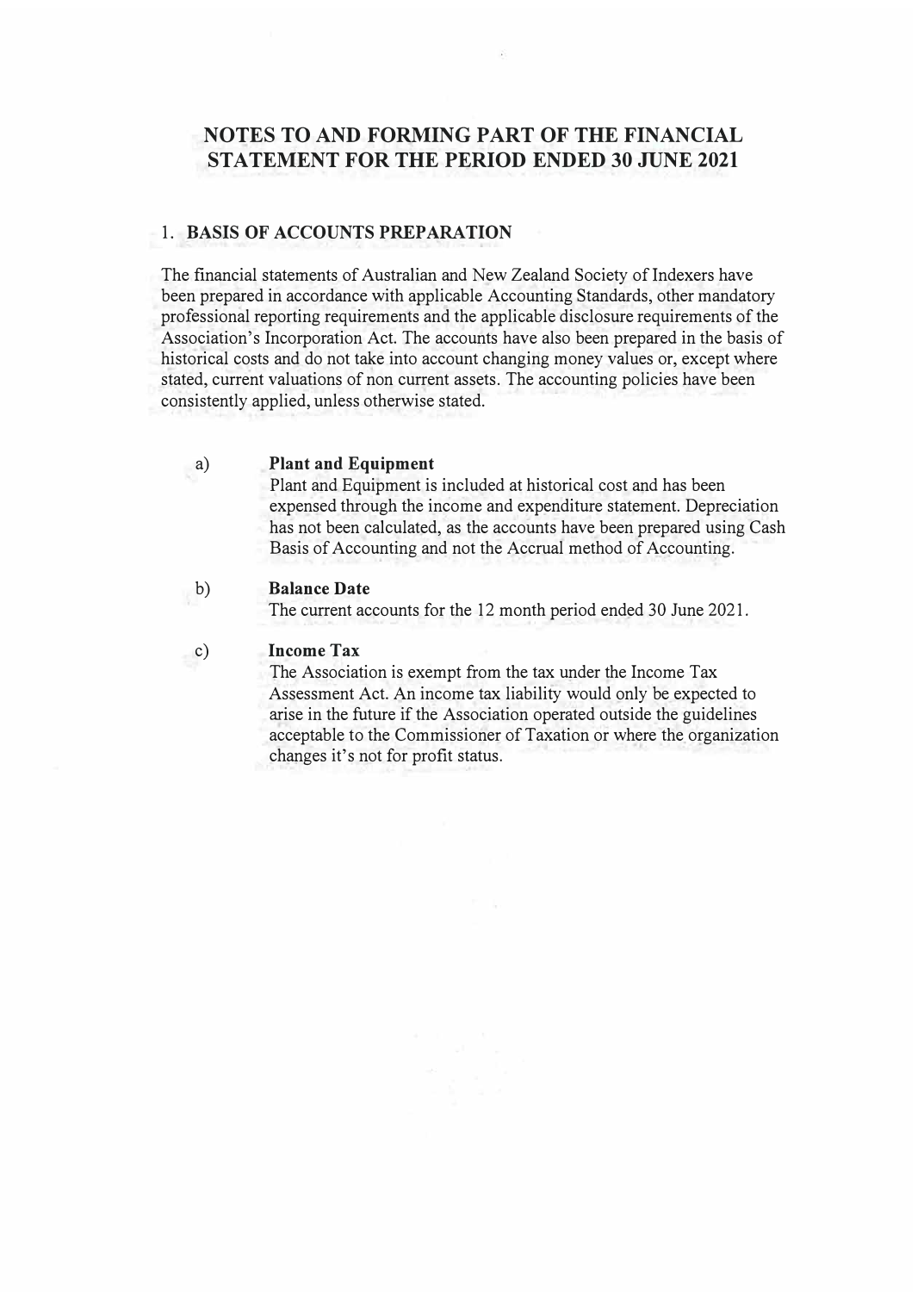# NOTES TO AND FORMING PART OF THE FINANCIAL STATEMENT FOR THE PERIOD ENDED 30 JUNE 2021

## 1. BASIS OF ACCOUNTS PREPARATION

The financial statements of Australian and New Zealand Society of Indexers have been prepared in accordance with applicable Accounting Standards, other mandatory professional reporting requirements and the applicable disclosure requirements of the Association's Incorporation Act. The accounts have also been prepared in the basis of historical costs and do not take into account changing money values or, except where stated, current valuations of non current assets. The accounting policies have been consistently applied, unless otherwise stated.

a) **Plant and Equipment**
Plant and Equipment is included at historical cost and has been expensed through the income and expenditure statement. Depreciation has not been calculated, as the accounts have been prepared using Cash Basis of Accounting and not the Accrual method of Accounting.

b) **Balance Date**
The current accounts for the 12 month period ended 30 June 2021.

c) **Income Tax**
The Association is exempt from the tax under the Income Tax Assessment Act. An income tax liability would only be expected to arise in the future if the Association operated outside the guidelines acceptable to the Commissioner of Taxation or where the organization changes it's not for profit status.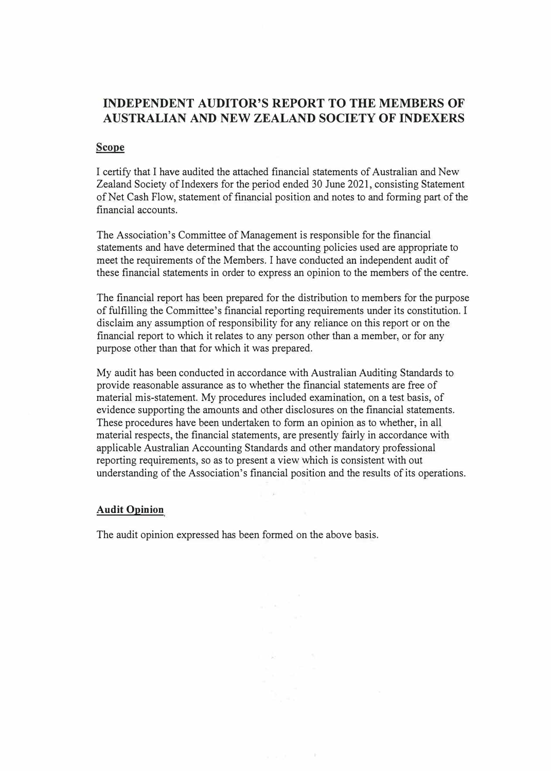# INDEPENDENT AUDITOR'S REPORT TO THE MEMBERS OF AUSTRALIAN AND NEW ZEALAND SOCIETY OF INDEXERS

## Scope

I certify that I have audited the attached financial statements of Australian and New Zealand Society of Indexers for the period ended 30 June 2021, consisting Statement of Net Cash Flow, statement of financial position and notes to and forming part of the financial accounts.

The Association's Committee of Management is responsible for the financial statements and have determined that the accounting policies used are appropriate to meet the requirements of the Members. I have conducted an independent audit of these financial statements in order to express an opinion to the members of the centre.

The financial report has been prepared for the distribution to members for the purpose of fulfilling the Committee's financial reporting requirements under its constitution. I disclaim any assumption of responsibility for any reliance on this report or on the financial report to which it relates to any person other than a member, or for any purpose other than that for which it was prepared.

My audit has been conducted in accordance with Australian Auditing Standards to provide reasonable assurance as to whether the financial statements are free of material mis-statement. My procedures included examination, on a test basis, of evidence supporting the amounts and other disclosures on the financial statements. These procedures have been undertaken to form an opinion as to whether, in all material respects, the financial statements, are presently fairly in accordance with applicable Australian Accounting Standards and other mandatory professional reporting requirements, so as to present a view which is consistent with out understanding of the Association's financial position and the results of its operations.

## Audit Opinion

The audit opinion expressed has been formed on the above basis.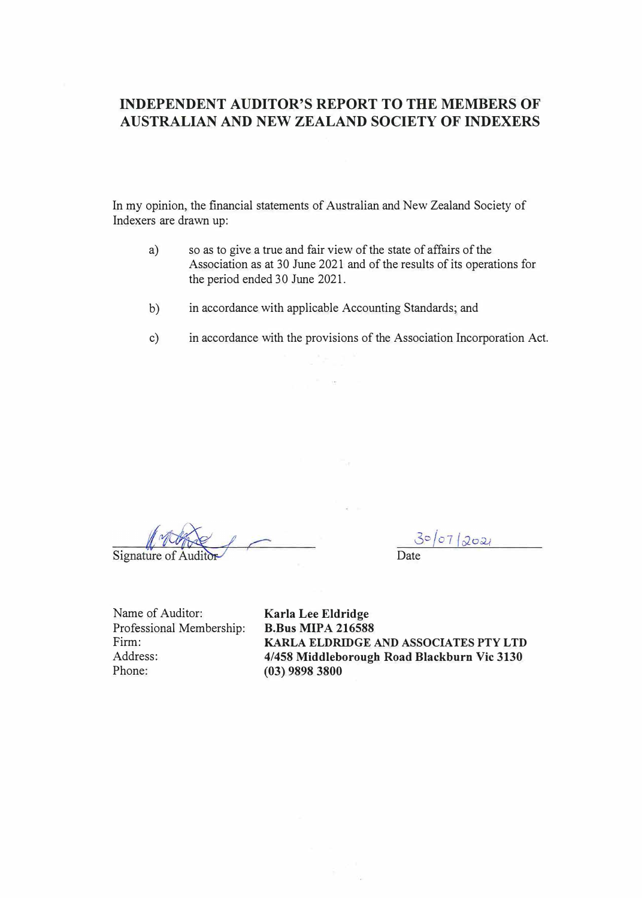# INDEPENDENT AUDITOR'S REPORT TO THE MEMBERS OF AUSTRALIAN AND NEW ZEALAND SOCIETY OF INDEXERS

In my opinion, the financial statements of Australian and New Zealand Society of Indexers are drawn up:

a) so as to give a true and fair view of the state of affairs of the Association as at 30 June 2021 and of the results of its operations for the period ended 30 June 2021.

b) in accordance with applicable Accounting Standards; and

c) in accordance with the provisions of the Association Incorporation Act.

Signature of Auditor

30/07/2021
Date

Name of Auditor: **Karla Lee Eldridge**
Professional Membership: **B.Bus MIPA 216588**
Firm: **KARLA ELDRIDGE AND ASSOCIATES PTY LTD**
Address: **4/458 Middleborough Road Blackburn Vic 3130**
Phone: **(03) 9898 3800**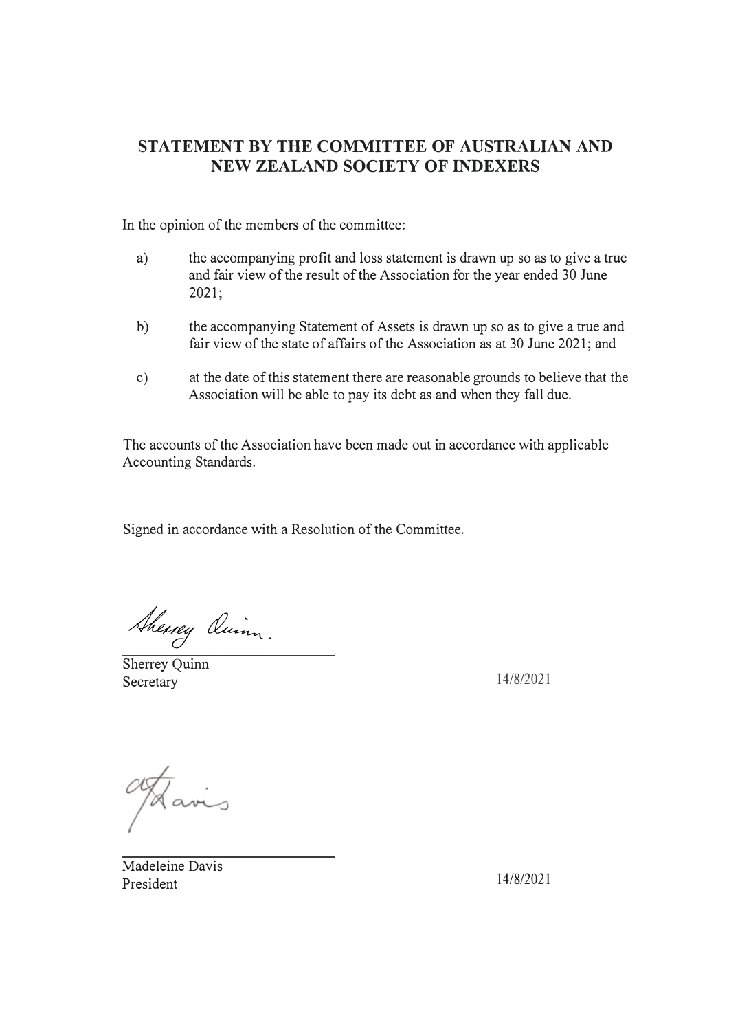## STATEMENT BY THE COMMITTEE OF AUSTRALIAN AND NEW ZEALAND SOCIETY OF INDEXERS

In the opinion of the members of the committee:

a) the accompanying profit and loss statement is drawn up so as to give a true and fair view of the result of the Association for the year ended 30 June 2021;

b) the accompanying Statement of Assets is drawn up so as to give a true and fair view of the state of affairs of the Association as at 30 June 2021; and

c) at the date of this statement there are reasonable grounds to believe that the Association will be able to pay its debt as and when they fall due.

The accounts of the Association have been made out in accordance with applicable Accounting Standards.

Signed in accordance with a Resolution of the Committee.

Sherrey Quinn
Secretary

14/8/2021

Madeleine Davis
President

14/8/2021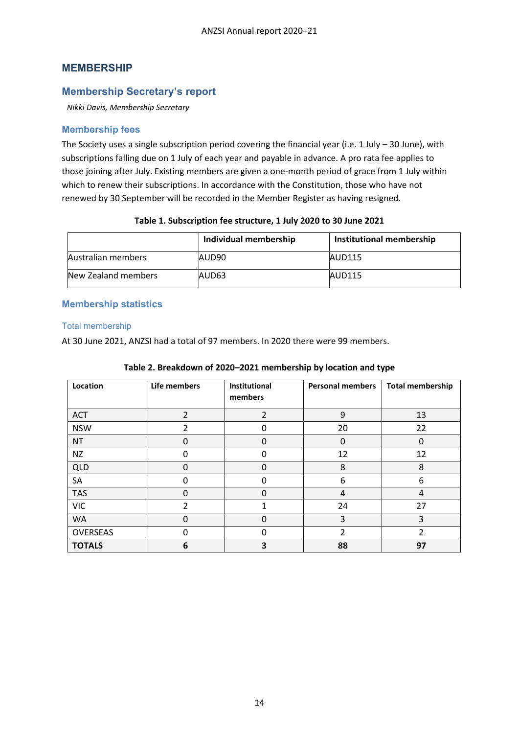## MEMBERSHIP

### Membership Secretary's report

*Nikki Davis, Membership Secretary*

#### Membership fees

The Society uses a single subscription period covering the financial year (i.e. 1 July – 30 June), with subscriptions falling due on 1 July of each year and payable in advance. A pro rata fee applies to those joining after July. Existing members are given a one-month period of grace from 1 July within which to renew their subscriptions. In accordance with the Constitution, those who have not renewed by 30 September will be recorded in the Member Register as having resigned.

**Table 1. Subscription fee structure, 1 July 2020 to 30 June 2021**

| | Individual membership | Institutional membership |
|---|---|---|
| Australian members | AUD90 | AUD115 |
| New Zealand members | AUD63 | AUD115 |

#### Membership statistics

##### Total membership

At 30 June 2021, ANZSI had a total of 97 members. In 2020 there were 99 members.

**Table 2. Breakdown of 2020–2021 membership by location and type**

| Location | Life members | Institutional members | Personal members | Total membership |
|---|---|---|---|---|
| ACT | 2 | 2 | 9 | 13 |
| NSW | 2 | 0 | 20 | 22 |
| NT | 0 | 0 | 0 | 0 |
| NZ | 0 | 0 | 12 | 12 |
| QLD | 0 | 0 | 8 | 8 |
| SA | 0 | 0 | 6 | 6 |
| TAS | 0 | 0 | 4 | 4 |
| VIC | 2 | 1 | 24 | 27 |
| WA | 0 | 0 | 3 | 3 |
| OVERSEAS | 0 | 0 | 2 | 2 |
| **TOTALS** | **6** | **3** | **88** | **97** |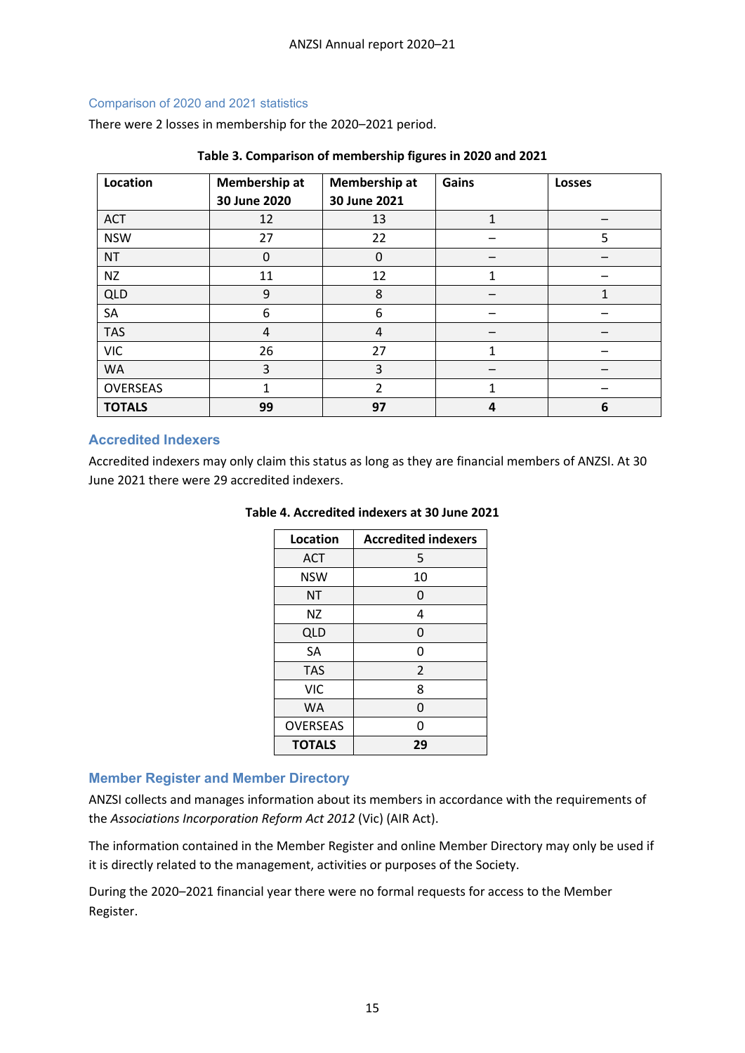### Comparison of 2020 and 2021 statistics

There were 2 losses in membership for the 2020–2021 period.

**Table 3. Comparison of membership figures in 2020 and 2021**

| Location | Membership at 30 June 2020 | Membership at 30 June 2021 | Gains | Losses |
|---|---|---|---|---|
| ACT | 12 | 13 | 1 | – |
| NSW | 27 | 22 | – | 5 |
| NT | 0 | 0 | – | – |
| NZ | 11 | 12 | 1 | – |
| QLD | 9 | 8 | – | 1 |
| SA | 6 | 6 | – | – |
| TAS | 4 | 4 | – | – |
| VIC | 26 | 27 | 1 | – |
| WA | 3 | 3 | – | – |
| OVERSEAS | 1 | 2 | 1 | – |
| **TOTALS** | **99** | **97** | **4** | **6** |

## Accredited Indexers

Accredited indexers may only claim this status as long as they are financial members of ANZSI. At 30 June 2021 there were 29 accredited indexers.

**Table 4. Accredited indexers at 30 June 2021**

| Location | Accredited indexers |
|---|---|
| ACT | 5 |
| NSW | 10 |
| NT | 0 |
| NZ | 4 |
| QLD | 0 |
| SA | 0 |
| TAS | 2 |
| VIC | 8 |
| WA | 0 |
| OVERSEAS | 0 |
| **TOTALS** | **29** |

## Member Register and Member Directory

ANZSI collects and manages information about its members in accordance with the requirements of the *Associations Incorporation Reform Act 2012* (Vic) (AIR Act).

The information contained in the Member Register and online Member Directory may only be used if it is directly related to the management, activities or purposes of the Society.

During the 2020–2021 financial year there were no formal requests for access to the Member Register.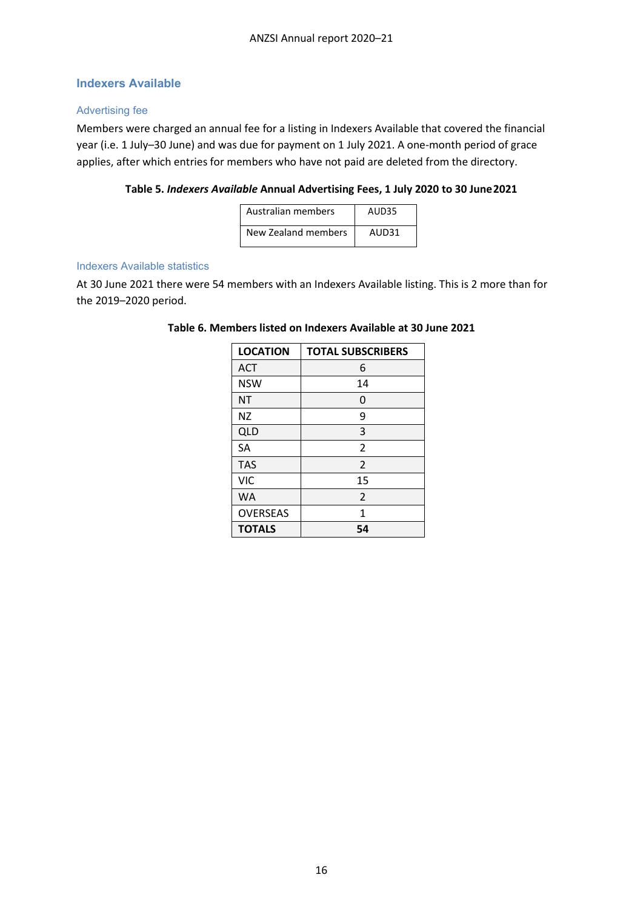## Indexers Available

### Advertising fee

Members were charged an annual fee for a listing in Indexers Available that covered the financial year (i.e. 1 July–30 June) and was due for payment on 1 July 2021. A one-month period of grace applies, after which entries for members who have not paid are deleted from the directory.

**Table 5. *Indexers Available* Annual Advertising Fees, 1 July 2020 to 30 June 2021**

| | |
|---|---|
| Australian members | AUD35 |
| New Zealand members | AUD31 |

### Indexers Available statistics

At 30 June 2021 there were 54 members with an Indexers Available listing. This is 2 more than for the 2019–2020 period.

**Table 6. Members listed on Indexers Available at 30 June 2021**

| LOCATION | TOTAL SUBSCRIBERS |
|---|---|
| ACT | 6 |
| NSW | 14 |
| NT | 0 |
| NZ | 9 |
| QLD | 3 |
| SA | 2 |
| TAS | 2 |
| VIC | 15 |
| WA | 2 |
| OVERSEAS | 1 |
| **TOTALS** | **54** |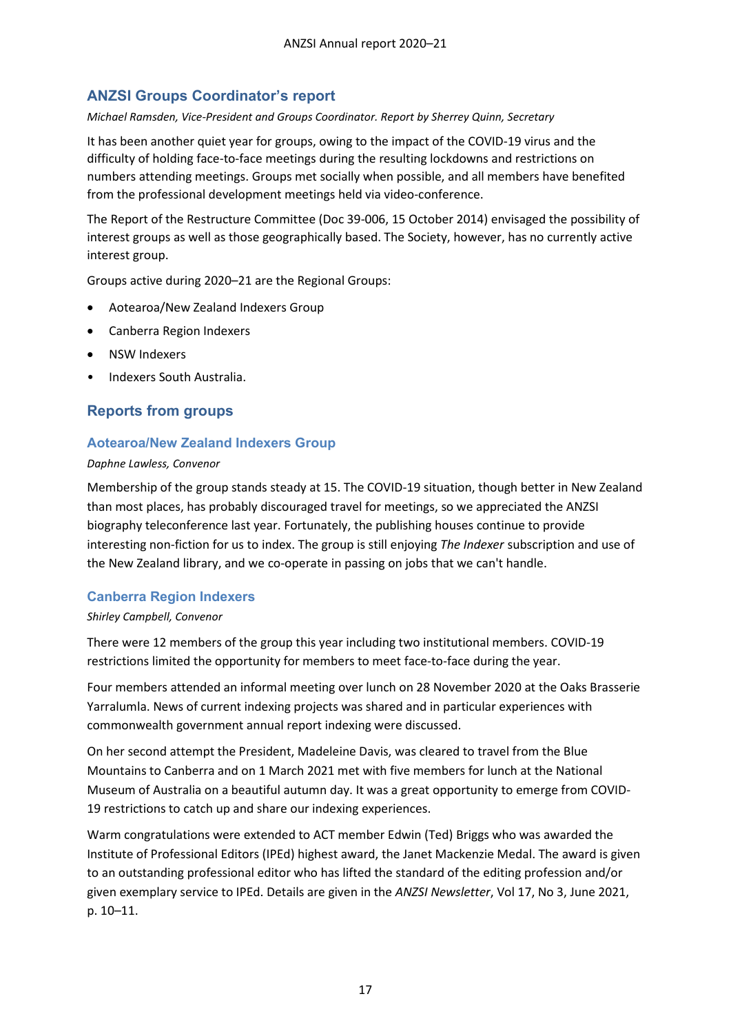## ANZSI Groups Coordinator's report

*Michael Ramsden, Vice-President and Groups Coordinator. Report by Sherrey Quinn, Secretary*

It has been another quiet year for groups, owing to the impact of the COVID-19 virus and the difficulty of holding face-to-face meetings during the resulting lockdowns and restrictions on numbers attending meetings. Groups met socially when possible, and all members have benefited from the professional development meetings held via video-conference.

The Report of the Restructure Committee (Doc 39-006, 15 October 2014) envisaged the possibility of interest groups as well as those geographically based. The Society, however, has no currently active interest group.

Groups active during 2020–21 are the Regional Groups:

- Aotearoa/New Zealand Indexers Group
- Canberra Region Indexers
- NSW Indexers
- Indexers South Australia.

## Reports from groups

### Aotearoa/New Zealand Indexers Group

*Daphne Lawless, Convenor*

Membership of the group stands steady at 15. The COVID-19 situation, though better in New Zealand than most places, has probably discouraged travel for meetings, so we appreciated the ANZSI biography teleconference last year. Fortunately, the publishing houses continue to provide interesting non-fiction for us to index. The group is still enjoying *The Indexer* subscription and use of the New Zealand library, and we co-operate in passing on jobs that we can't handle.

### Canberra Region Indexers

*Shirley Campbell, Convenor*

There were 12 members of the group this year including two institutional members. COVID-19 restrictions limited the opportunity for members to meet face-to-face during the year.

Four members attended an informal meeting over lunch on 28 November 2020 at the Oaks Brasserie Yarralumla. News of current indexing projects was shared and in particular experiences with commonwealth government annual report indexing were discussed.

On her second attempt the President, Madeleine Davis, was cleared to travel from the Blue Mountains to Canberra and on 1 March 2021 met with five members for lunch at the National Museum of Australia on a beautiful autumn day. It was a great opportunity to emerge from COVID-19 restrictions to catch up and share our indexing experiences.

Warm congratulations were extended to ACT member Edwin (Ted) Briggs who was awarded the Institute of Professional Editors (IPEd) highest award, the Janet Mackenzie Medal. The award is given to an outstanding professional editor who has lifted the standard of the editing profession and/or given exemplary service to IPEd. Details are given in the *ANZSI Newsletter*, Vol 17, No 3, June 2021, p. 10–11.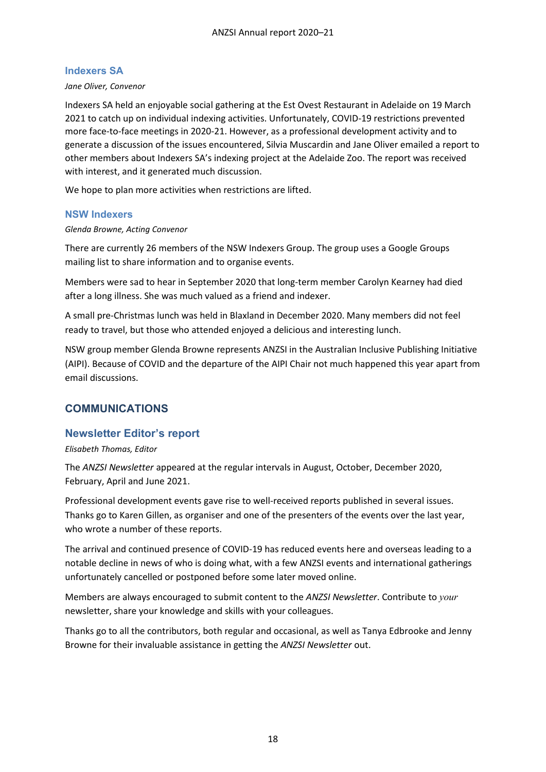### Indexers SA

*Jane Oliver, Convenor*

Indexers SA held an enjoyable social gathering at the Est Ovest Restaurant in Adelaide on 19 March 2021 to catch up on individual indexing activities. Unfortunately, COVID-19 restrictions prevented more face-to-face meetings in 2020-21. However, as a professional development activity and to generate a discussion of the issues encountered, Silvia Muscardin and Jane Oliver emailed a report to other members about Indexers SA's indexing project at the Adelaide Zoo. The report was received with interest, and it generated much discussion.

We hope to plan more activities when restrictions are lifted.

### NSW Indexers

*Glenda Browne, Acting Convenor*

There are currently 26 members of the NSW Indexers Group. The group uses a Google Groups mailing list to share information and to organise events.

Members were sad to hear in September 2020 that long-term member Carolyn Kearney had died after a long illness. She was much valued as a friend and indexer.

A small pre-Christmas lunch was held in Blaxland in December 2020. Many members did not feel ready to travel, but those who attended enjoyed a delicious and interesting lunch.

NSW group member Glenda Browne represents ANZSI in the Australian Inclusive Publishing Initiative (AIPI). Because of COVID and the departure of the AIPI Chair not much happened this year apart from email discussions.

## COMMUNICATIONS

### Newsletter Editor's report

*Elisabeth Thomas, Editor*

The *ANZSI Newsletter* appeared at the regular intervals in August, October, December 2020, February, April and June 2021.

Professional development events gave rise to well-received reports published in several issues. Thanks go to Karen Gillen, as organiser and one of the presenters of the events over the last year, who wrote a number of these reports.

The arrival and continued presence of COVID-19 has reduced events here and overseas leading to a notable decline in news of who is doing what, with a few ANZSI events and international gatherings unfortunately cancelled or postponed before some later moved online.

Members are always encouraged to submit content to the *ANZSI Newsletter*. Contribute to *your* newsletter, share your knowledge and skills with your colleagues.

Thanks go to all the contributors, both regular and occasional, as well as Tanya Edbrooke and Jenny Browne for their invaluable assistance in getting the *ANZSI Newsletter* out.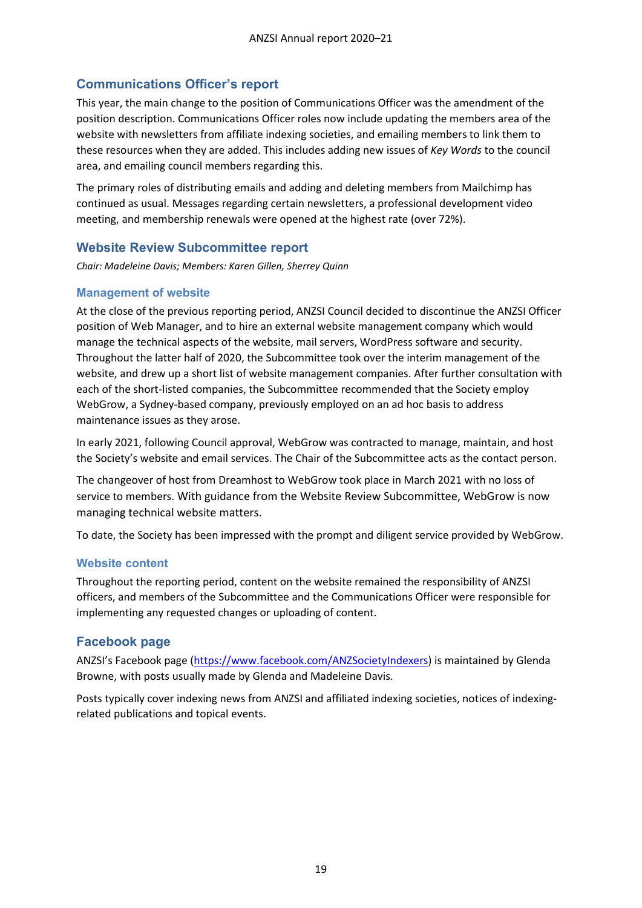## Communications Officer's report

This year, the main change to the position of Communications Officer was the amendment of the position description. Communications Officer roles now include updating the members area of the website with newsletters from affiliate indexing societies, and emailing members to link them to these resources when they are added. This includes adding new issues of *Key Words* to the council area, and emailing council members regarding this.

The primary roles of distributing emails and adding and deleting members from Mailchimp has continued as usual. Messages regarding certain newsletters, a professional development video meeting, and membership renewals were opened at the highest rate (over 72%).

## Website Review Subcommittee report

*Chair: Madeleine Davis; Members: Karen Gillen, Sherrey Quinn*

### Management of website

At the close of the previous reporting period, ANZSI Council decided to discontinue the ANZSI Officer position of Web Manager, and to hire an external website management company which would manage the technical aspects of the website, mail servers, WordPress software and security. Throughout the latter half of 2020, the Subcommittee took over the interim management of the website, and drew up a short list of website management companies. After further consultation with each of the short-listed companies, the Subcommittee recommended that the Society employ WebGrow, a Sydney-based company, previously employed on an ad hoc basis to address maintenance issues as they arose.

In early 2021, following Council approval, WebGrow was contracted to manage, maintain, and host the Society's website and email services. The Chair of the Subcommittee acts as the contact person.

The changeover of host from Dreamhost to WebGrow took place in March 2021 with no loss of service to members. With guidance from the Website Review Subcommittee, WebGrow is now managing technical website matters.

To date, the Society has been impressed with the prompt and diligent service provided by WebGrow.

### Website content

Throughout the reporting period, content on the website remained the responsibility of ANZSI officers, and members of the Subcommittee and the Communications Officer were responsible for implementing any requested changes or uploading of content.

## Facebook page

ANZSI's Facebook page (https://www.facebook.com/ANZSocietyIndexers) is maintained by Glenda Browne, with posts usually made by Glenda and Madeleine Davis.

Posts typically cover indexing news from ANZSI and affiliated indexing societies, notices of indexing-related publications and topical events.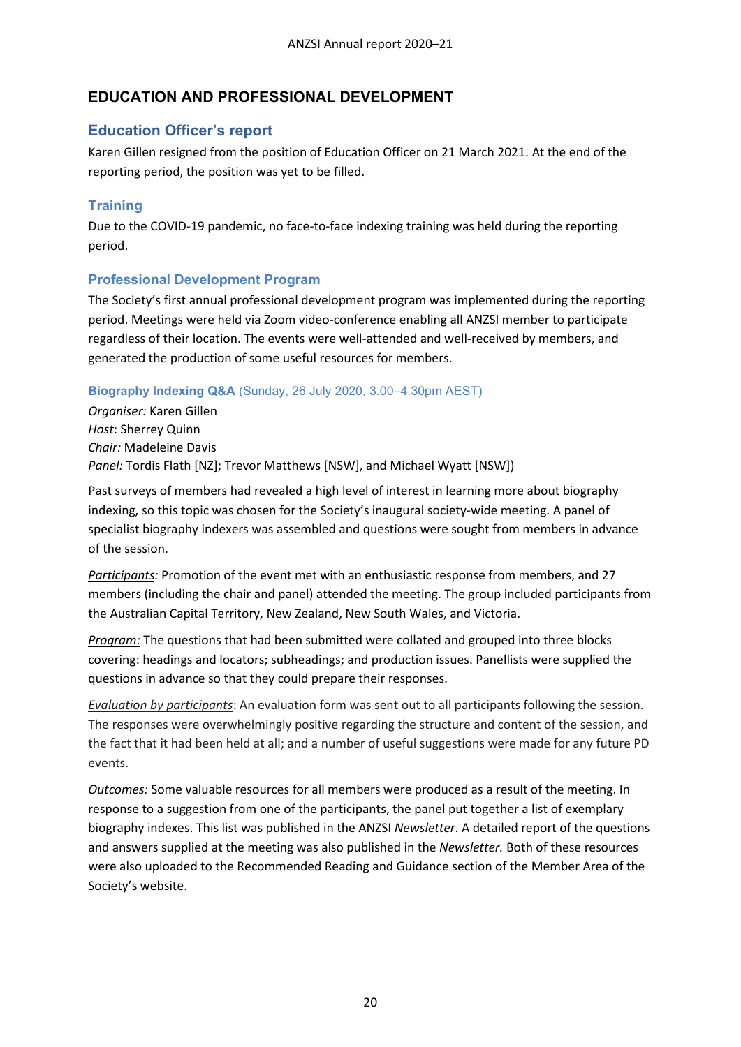## EDUCATION AND PROFESSIONAL DEVELOPMENT

### Education Officer's report

Karen Gillen resigned from the position of Education Officer on 21 March 2021. At the end of the reporting period, the position was yet to be filled.

#### Training

Due to the COVID-19 pandemic, no face-to-face indexing training was held during the reporting period.

#### Professional Development Program

The Society's first annual professional development program was implemented during the reporting period. Meetings were held via Zoom video-conference enabling all ANZSI member to participate regardless of their location. The events were well-attended and well-received by members, and generated the production of some useful resources for members.

**Biography Indexing Q&A** (Sunday, 26 July 2020, 3.00–4.30pm AEST)

*Organiser:* Karen Gillen
*Host*: Sherrey Quinn
*Chair:* Madeleine Davis
*Panel:* Tordis Flath [NZ]; Trevor Matthews [NSW], and Michael Wyatt [NSW])

Past surveys of members had revealed a high level of interest in learning more about biography indexing, so this topic was chosen for the Society's inaugural society-wide meeting. A panel of specialist biography indexers was assembled and questions were sought from members in advance of the session.

*Participants:* Promotion of the event met with an enthusiastic response from members, and 27 members (including the chair and panel) attended the meeting. The group included participants from the Australian Capital Territory, New Zealand, New South Wales, and Victoria.

*Program:* The questions that had been submitted were collated and grouped into three blocks covering: headings and locators; subheadings; and production issues. Panellists were supplied the questions in advance so that they could prepare their responses.

*Evaluation by participants*: An evaluation form was sent out to all participants following the session. The responses were overwhelmingly positive regarding the structure and content of the session, and the fact that it had been held at all; and a number of useful suggestions were made for any future PD events.

*Outcomes:* Some valuable resources for all members were produced as a result of the meeting. In response to a suggestion from one of the participants, the panel put together a list of exemplary biography indexes. This list was published in the ANZSI *Newsletter*. A detailed report of the questions and answers supplied at the meeting was also published in the *Newsletter.* Both of these resources were also uploaded to the Recommended Reading and Guidance section of the Member Area of the Society's website.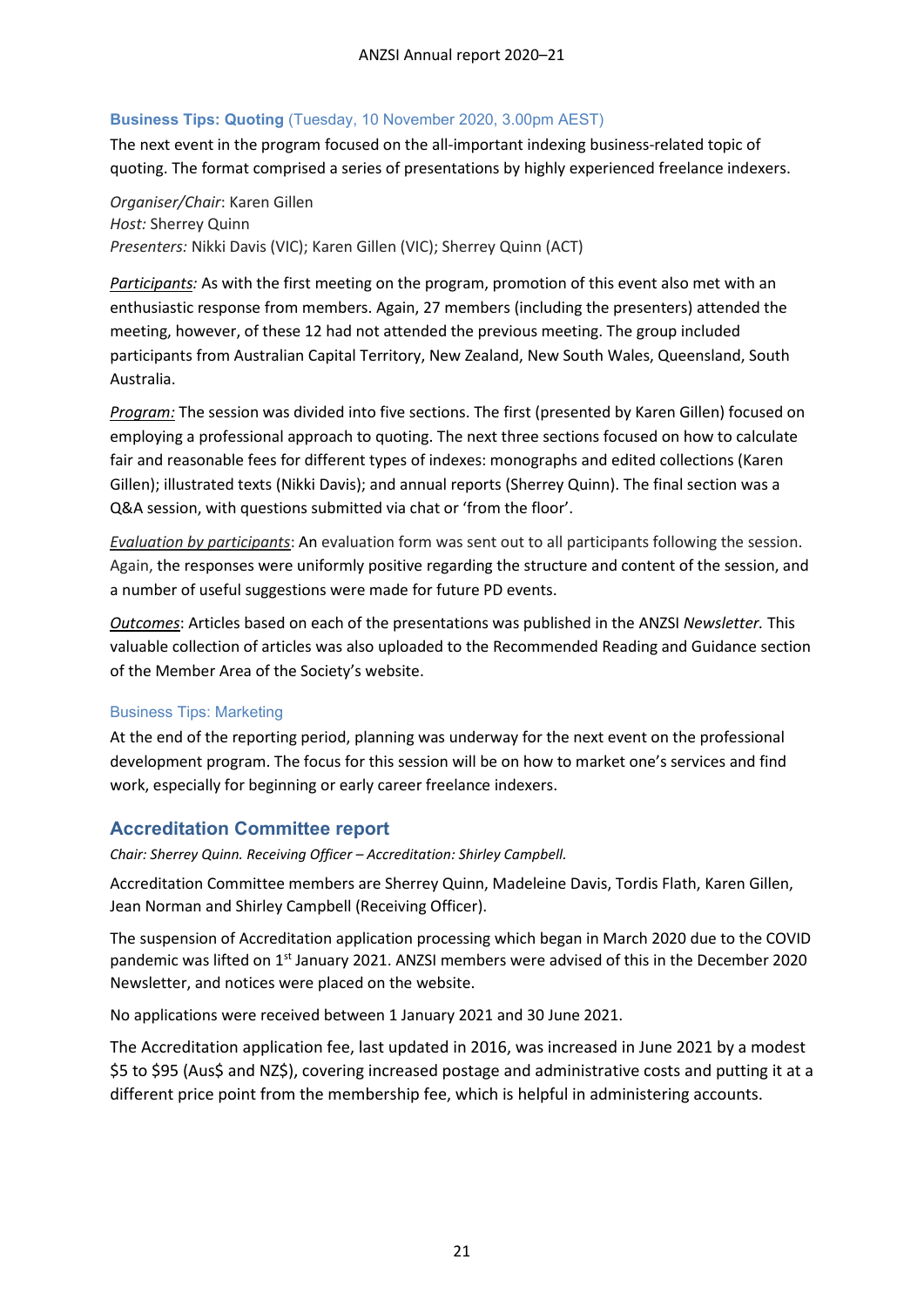### Business Tips: Quoting (Tuesday, 10 November 2020, 3.00pm AEST)

The next event in the program focused on the all-important indexing business-related topic of quoting. The format comprised a series of presentations by highly experienced freelance indexers.

*Organiser/Chair*: Karen Gillen
*Host:* Sherrey Quinn
*Presenters:* Nikki Davis (VIC); Karen Gillen (VIC); Sherrey Quinn (ACT)

*Participants:* As with the first meeting on the program, promotion of this event also met with an enthusiastic response from members. Again, 27 members (including the presenters) attended the meeting, however, of these 12 had not attended the previous meeting. The group included participants from Australian Capital Territory, New Zealand, New South Wales, Queensland, South Australia.

*Program:* The session was divided into five sections. The first (presented by Karen Gillen) focused on employing a professional approach to quoting. The next three sections focused on how to calculate fair and reasonable fees for different types of indexes: monographs and edited collections (Karen Gillen); illustrated texts (Nikki Davis); and annual reports (Sherrey Quinn). The final section was a Q&A session, with questions submitted via chat or 'from the floor'.

*Evaluation by participants*: An evaluation form was sent out to all participants following the session. Again, the responses were uniformly positive regarding the structure and content of the session, and a number of useful suggestions were made for future PD events.

*Outcomes*: Articles based on each of the presentations was published in the ANZSI *Newsletter.* This valuable collection of articles was also uploaded to the Recommended Reading and Guidance section of the Member Area of the Society's website.

### Business Tips: Marketing

At the end of the reporting period, planning was underway for the next event on the professional development program. The focus for this session will be on how to market one's services and find work, especially for beginning or early career freelance indexers.

## Accreditation Committee report

*Chair: Sherrey Quinn. Receiving Officer – Accreditation: Shirley Campbell.*

Accreditation Committee members are Sherrey Quinn, Madeleine Davis, Tordis Flath, Karen Gillen, Jean Norman and Shirley Campbell (Receiving Officer).

The suspension of Accreditation application processing which began in March 2020 due to the COVID pandemic was lifted on 1st January 2021. ANZSI members were advised of this in the December 2020 Newsletter, and notices were placed on the website.

No applications were received between 1 January 2021 and 30 June 2021.

The Accreditation application fee, last updated in 2016, was increased in June 2021 by a modest $5 to $95 (Aus$ and NZ$), covering increased postage and administrative costs and putting it at a different price point from the membership fee, which is helpful in administering accounts.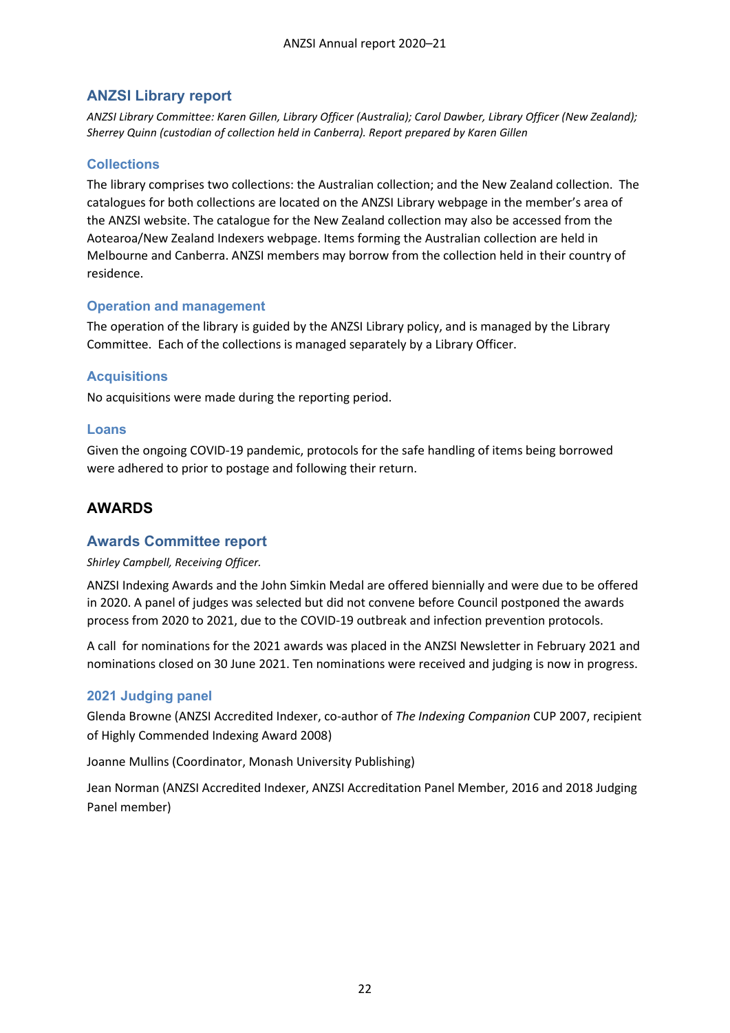## ANZSI Library report

*ANZSI Library Committee: Karen Gillen, Library Officer (Australia); Carol Dawber, Library Officer (New Zealand); Sherrey Quinn (custodian of collection held in Canberra). Report prepared by Karen Gillen*

### Collections

The library comprises two collections: the Australian collection; and the New Zealand collection. The catalogues for both collections are located on the ANZSI Library webpage in the member's area of the ANZSI website. The catalogue for the New Zealand collection may also be accessed from the Aotearoa/New Zealand Indexers webpage. Items forming the Australian collection are held in Melbourne and Canberra. ANZSI members may borrow from the collection held in their country of residence.

### Operation and management

The operation of the library is guided by the ANZSI Library policy, and is managed by the Library Committee. Each of the collections is managed separately by a Library Officer.

### Acquisitions

No acquisitions were made during the reporting period.

### Loans

Given the ongoing COVID-19 pandemic, protocols for the safe handling of items being borrowed were adhered to prior to postage and following their return.

# AWARDS

## Awards Committee report

*Shirley Campbell, Receiving Officer.*

ANZSI Indexing Awards and the John Simkin Medal are offered biennially and were due to be offered in 2020. A panel of judges was selected but did not convene before Council postponed the awards process from 2020 to 2021, due to the COVID-19 outbreak and infection prevention protocols.

A call for nominations for the 2021 awards was placed in the ANZSI Newsletter in February 2021 and nominations closed on 30 June 2021. Ten nominations were received and judging is now in progress.

### 2021 Judging panel

Glenda Browne (ANZSI Accredited Indexer, co-author of *The Indexing Companion* CUP 2007, recipient of Highly Commended Indexing Award 2008)

Joanne Mullins (Coordinator, Monash University Publishing)

Jean Norman (ANZSI Accredited Indexer, ANZSI Accreditation Panel Member, 2016 and 2018 Judging Panel member)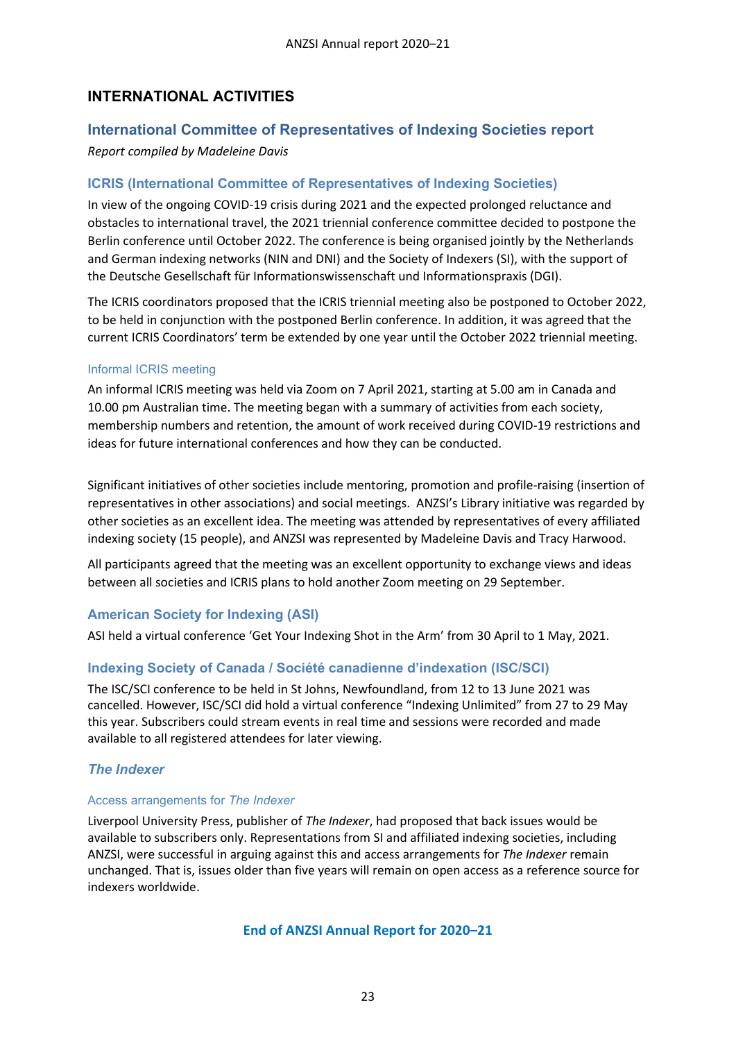## INTERNATIONAL ACTIVITIES

### International Committee of Representatives of Indexing Societies report

*Report compiled by Madeleine Davis*

#### ICRIS (International Committee of Representatives of Indexing Societies)

In view of the ongoing COVID-19 crisis during 2021 and the expected prolonged reluctance and obstacles to international travel, the 2021 triennial conference committee decided to postpone the Berlin conference until October 2022. The conference is being organised jointly by the Netherlands and German indexing networks (NIN and DNI) and the Society of Indexers (SI), with the support of the Deutsche Gesellschaft für Informationswissenschaft und Informationspraxis (DGI).

The ICRIS coordinators proposed that the ICRIS triennial meeting also be postponed to October 2022, to be held in conjunction with the postponed Berlin conference. In addition, it was agreed that the current ICRIS Coordinators' term be extended by one year until the October 2022 triennial meeting.

##### Informal ICRIS meeting

An informal ICRIS meeting was held via Zoom on 7 April 2021, starting at 5.00 am in Canada and 10.00 pm Australian time. The meeting began with a summary of activities from each society, membership numbers and retention, the amount of work received during COVID-19 restrictions and ideas for future international conferences and how they can be conducted.

Significant initiatives of other societies include mentoring, promotion and profile-raising (insertion of representatives in other associations) and social meetings. ANZSI's Library initiative was regarded by other societies as an excellent idea. The meeting was attended by representatives of every affiliated indexing society (15 people), and ANZSI was represented by Madeleine Davis and Tracy Harwood.

All participants agreed that the meeting was an excellent opportunity to exchange views and ideas between all societies and ICRIS plans to hold another Zoom meeting on 29 September.

#### American Society for Indexing (ASI)

ASI held a virtual conference 'Get Your Indexing Shot in the Arm' from 30 April to 1 May, 2021.

#### Indexing Society of Canada / Société canadienne d'indexation (ISC/SCI)

The ISC/SCI conference to be held in St Johns, Newfoundland, from 12 to 13 June 2021 was cancelled. However, ISC/SCI did hold a virtual conference "Indexing Unlimited" from 27 to 29 May this year. Subscribers could stream events in real time and sessions were recorded and made available to all registered attendees for later viewing.

#### *The Indexer*

##### Access arrangements for *The Indexer*

Liverpool University Press, publisher of *The Indexer*, had proposed that back issues would be available to subscribers only. Representations from SI and affiliated indexing societies, including ANZSI, were successful in arguing against this and access arrangements for *The Indexer* remain unchanged. That is, issues older than five years will remain on open access as a reference source for indexers worldwide.

**End of ANZSI Annual Report for 2020–21**